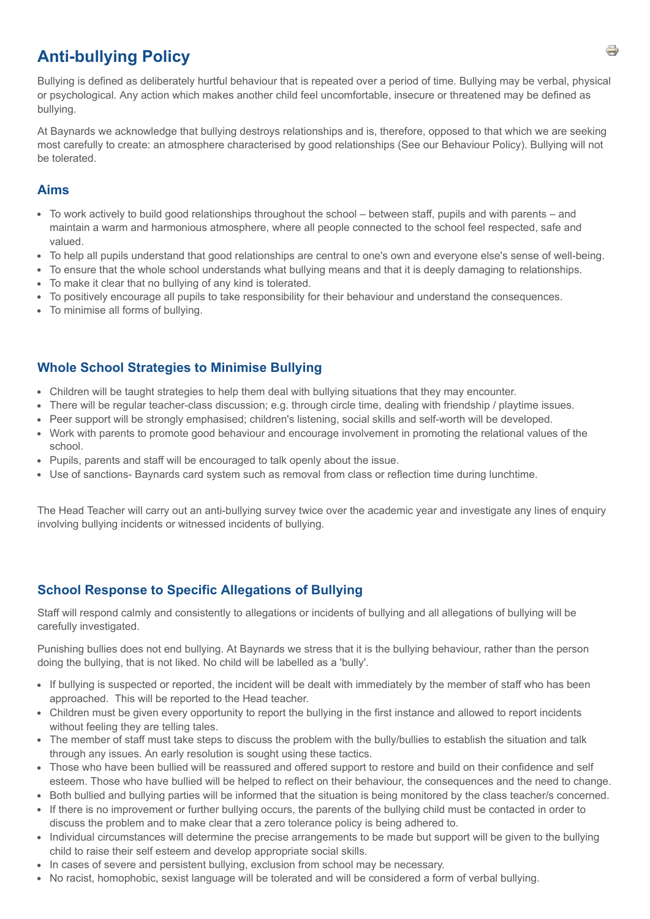# Anti-bullying Policy

Bullying is defined as deliberately hurtful behaviour that is repeated over a period of time. Bullying may be verbal, physical or psychological. Any action which makes another child feel uncomfortable, insecure or threatened may be defined as bullying.

At Baynards we acknowledge that bullying destroys relationships and is, therefore, opposed to that which we are seeking most carefully to create: an atmosphere characterised by good relationships (See our Behaviour Policy). Bullying will not be tolerated.

## Aims

- To work actively to build good relationships throughout the school – between staff, pupils and with parents – and maintain a warm and harmonious atmosphere, where all people connected to the school feel respected, safe and valued.
- To help all pupils understand that good relationships are central to one's own and everyone else's sense of well-being.
- To ensure that the whole school understands what bullying means and that it is deeply damaging to relationships.
- To make it clear that no bullying of any kind is tolerated.
- To positively encourage all pupils to take responsibility for their behaviour and understand the consequences.
- To minimise all forms of bullying.

## Whole School Strategies to Minimise Bullying

- Children will be taught strategies to help them deal with bullying situations that they may encounter.
- There will be regular teacher-class discussion; e.g. through circle time, dealing with friendship / playtime issues.
- Peer support will be strongly emphasised; children's listening, social skills and self-worth will be developed.
- Work with parents to promote good behaviour and encourage involvement in promoting the relational values of the school.
- Pupils, parents and staff will be encouraged to talk openly about the issue.
- Use of sanctions- Baynards card system such as removal from class or reflection time during lunchtime.

The Head Teacher will carry out an anti-bullying survey twice over the academic year and investigate any lines of enquiry involving bullying incidents or witnessed incidents of bullying.

## School Response to Specific Allegations of Bullying

Staff will respond calmly and consistently to allegations or incidents of bullying and all allegations of bullying will be carefully investigated.

Punishing bullies does not end bullying. At Baynards we stress that it is the bullying behaviour, rather than the person doing the bullying, that is not liked. No child will be labelled as a 'bully'.

- If bullying is suspected or reported, the incident will be dealt with immediately by the member of staff who has been approached. This will be reported to the Head teacher.
- Children must be given every opportunity to report the bullying in the first instance and allowed to report incidents without feeling they are telling tales.
- The member of staff must take steps to discuss the problem with the bully/bullies to establish the situation and talk through any issues. An early resolution is sought using these tactics.
- Those who have been bullied will be reassured and offered support to restore and build on their confidence and self esteem. Those who have bullied will be helped to reflect on their behaviour, the consequences and the need to change.
- Both bullied and bullying parties will be informed that the situation is being monitored by the class teacher/s concerned.
- If there is no improvement or further bullying occurs, the parents of the bullying child must be contacted in order to discuss the problem and to make clear that a zero tolerance policy is being adhered to.
- Individual circumstances will determine the precise arrangements to be made but support will be given to the bullying child to raise their self esteem and develop appropriate social skills.
- In cases of severe and persistent bullying, exclusion from school may be necessary.
- No racist, homophobic, sexist language will be tolerated and will be considered a form of verbal bullying.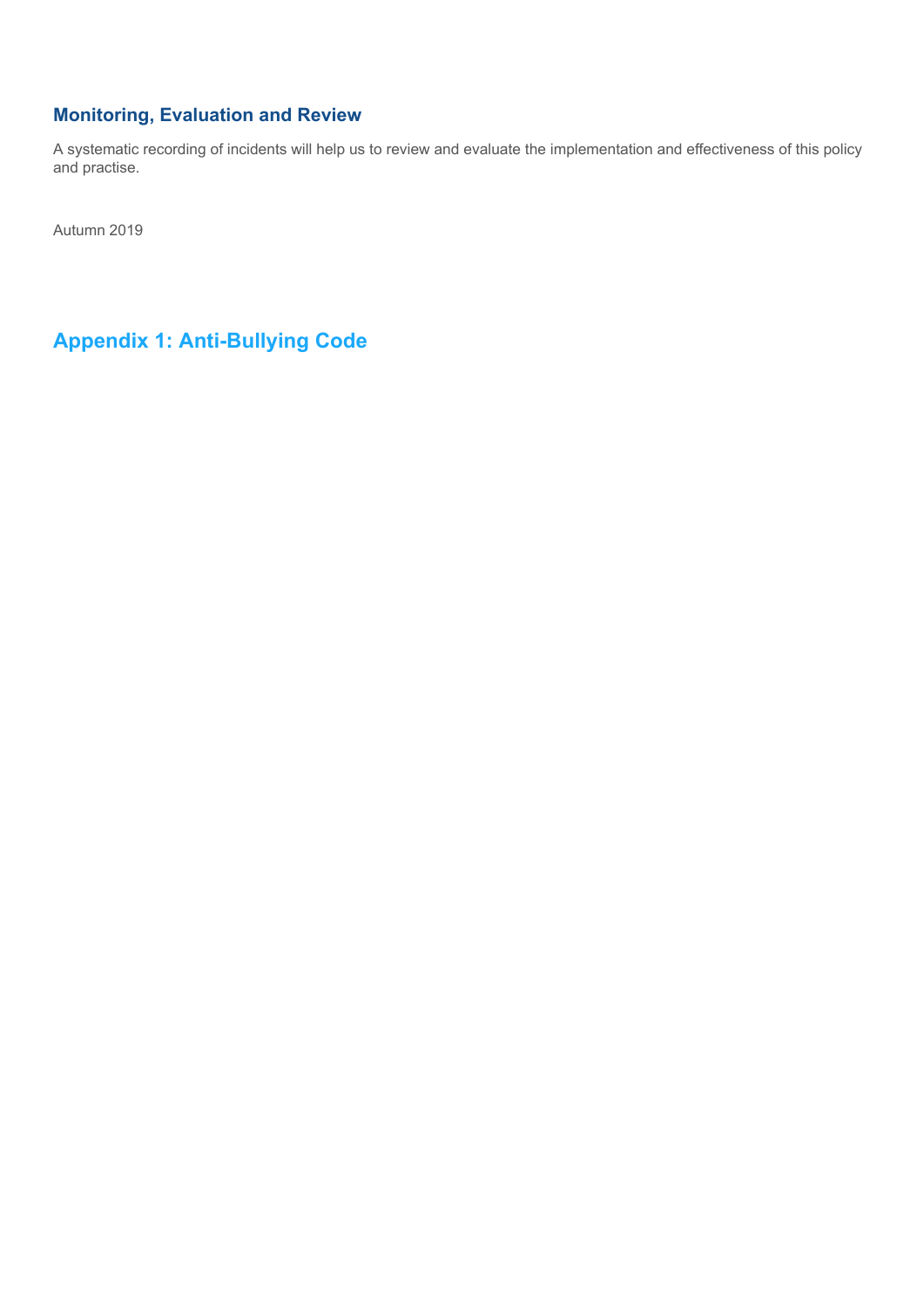### Monitoring, Evaluation and Review

A systematic recording of incidents will help us to review and evaluate the implementation and effectiveness of this policy and practise.

Autumn 2019

## Appendix 1: Anti-Bullying Code